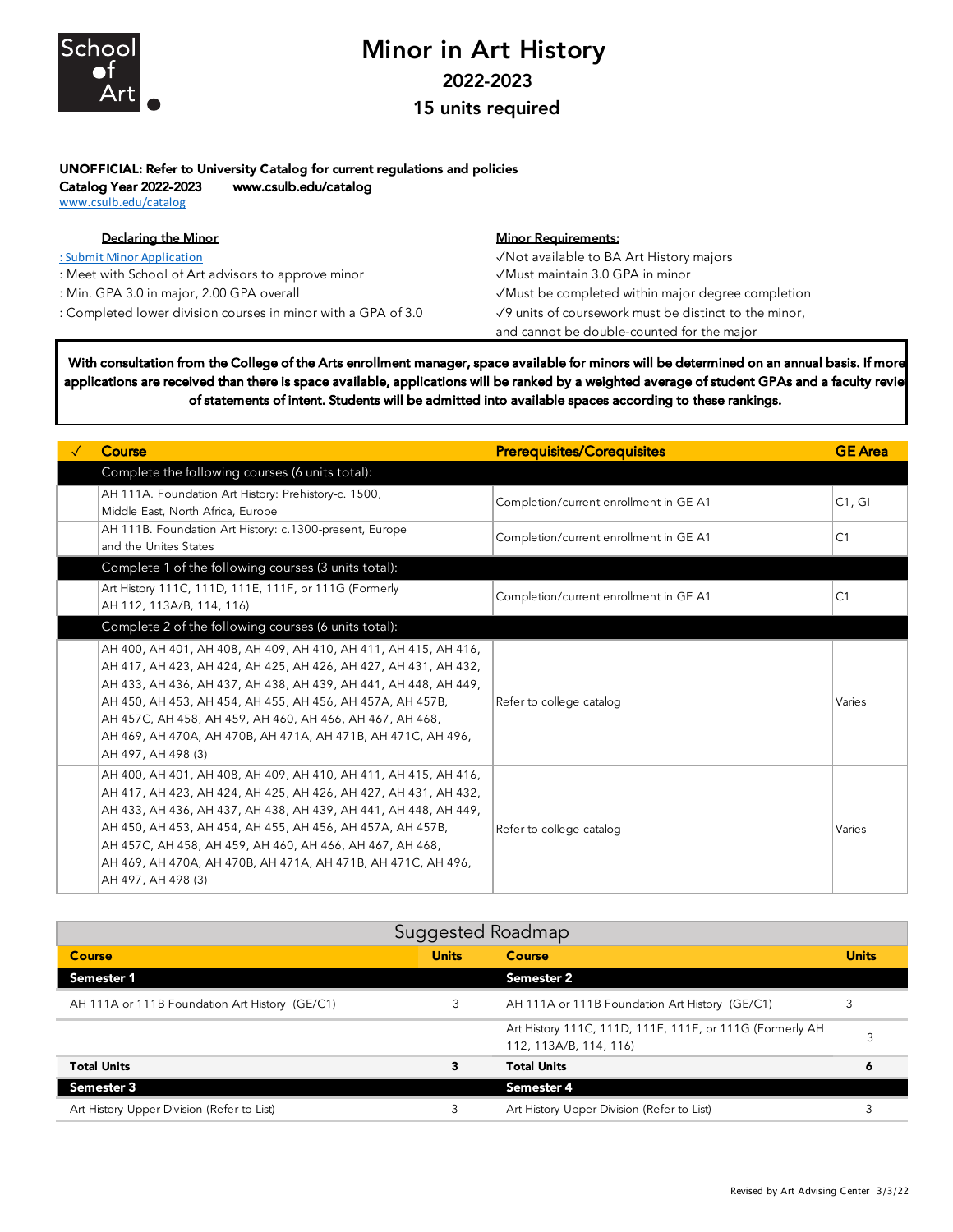School of Art

# Minor in Art History

## 2022-2023

## 15 units required

**UNOFFICIAL: Refer to University Catalog for current regulations and policies**
**Catalog Year 2022-2023** **www.csulb.edu/catalog**
www.csulb.edu/catalog

**Declaring the Minor**

: Submit Minor Application
: Meet with School of Art advisors to approve minor
: Min. GPA 3.0 in major, 2.00 GPA overall
: Completed lower division courses in minor with a GPA of 3.0

**Minor Requirements:**

✓Not available to BA Art History majors
✓Must maintain 3.0 GPA in minor
✓Must be completed within major degree completion
✓9 units of coursework must be distinct to the minor, and cannot be double-counted for the major

**With consultation from the College of the Arts enrollment manager, space available for minors will be determined on an annual basis. If more applications are received than there is space available, applications will be ranked by a weighted average of student GPAs and a faculty review of statements of intent. Students will be admitted into available spaces according to these rankings.**

| ✓ | Course | Prerequisites/Corequisites | GE Area |
|---|---|---|---|
| | **Complete the following courses (6 units total):** | | |
| | AH 111A. Foundation Art History: Prehistory-c. 1500, Middle East, North Africa, Europe | Completion/current enrollment in GE A1 | C1, GI |
| | AH 111B. Foundation Art History: c.1300-present, Europe and the Unites States | Completion/current enrollment in GE A1 | C1 |
| | **Complete 1 of the following courses (3 units total):** | | |
| | Art History 111C, 111D, 111E, 111F, or 111G (Formerly AH 112, 113A/B, 114, 116) | Completion/current enrollment in GE A1 | C1 |
| | **Complete 2 of the following courses (6 units total):** | | |
| | AH 400, AH 401, AH 408, AH 409, AH 410, AH 411, AH 415, AH 416, AH 417, AH 423, AH 424, AH 425, AH 426, AH 427, AH 431, AH 432, AH 433, AH 436, AH 437, AH 438, AH 439, AH 441, AH 448, AH 449, AH 450, AH 453, AH 454, AH 455, AH 456, AH 457A, AH 457B, AH 457C, AH 458, AH 459, AH 460, AH 466, AH 467, AH 468, AH 469, AH 470A, AH 470B, AH 471A, AH 471B, AH 471C, AH 496, AH 497, AH 498 (3) | Refer to college catalog | Varies |
| | AH 400, AH 401, AH 408, AH 409, AH 410, AH 411, AH 415, AH 416, AH 417, AH 423, AH 424, AH 425, AH 426, AH 427, AH 431, AH 432, AH 433, AH 436, AH 437, AH 438, AH 439, AH 441, AH 448, AH 449, AH 450, AH 453, AH 454, AH 455, AH 456, AH 457A, AH 457B, AH 457C, AH 458, AH 459, AH 460, AH 466, AH 467, AH 468, AH 469, AH 470A, AH 470B, AH 471A, AH 471B, AH 471C, AH 496, AH 497, AH 498 (3) | Refer to college catalog | Varies |

### Suggested Roadmap

| Course | Units | Course | Units |
|---|---|---|---|
| **Semester 1** | | **Semester 2** | |
| AH 111A or 111B Foundation Art History (GE/C1) | 3 | AH 111A or 111B Foundation Art History (GE/C1) | 3 |
| | | Art History 111C, 111D, 111E, 111F, or 111G (Formerly AH 112, 113A/B, 114, 116) | 3 |
| **Total Units** | **3** | **Total Units** | **6** |
| **Semester 3** | | **Semester 4** | |
| Art History Upper Division (Refer to List) | 3 | Art History Upper Division (Refer to List) | 3 |

Revised by Art Advising Center 3/3/22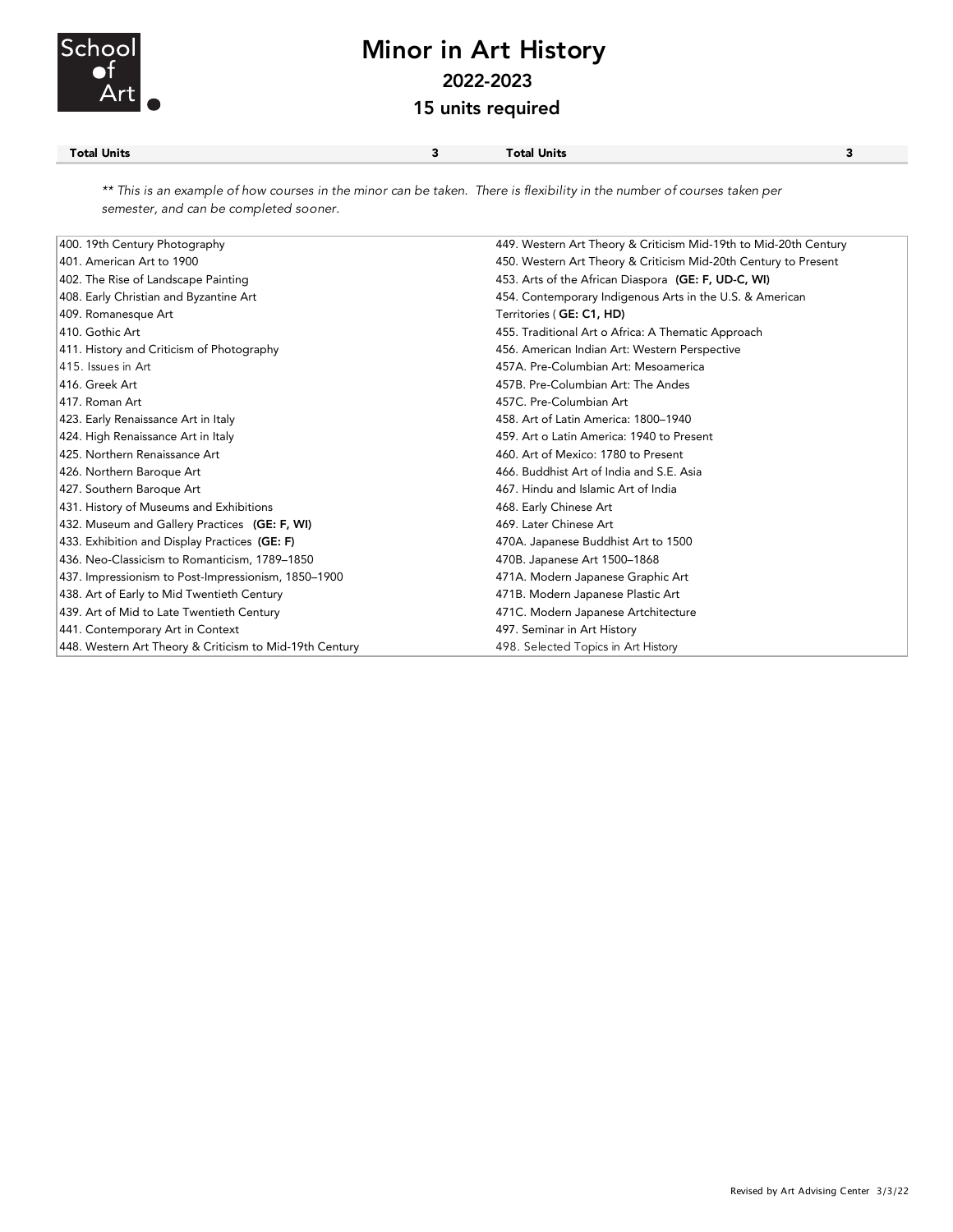# Minor in Art History

## 2022-2023

## 15 units required

| | | | |
|---|---|---|---|
| **Total Units** | **3** | **Total Units** | **3** |

*** This is an example of how courses in the minor can be taken. There is flexibility in the number of courses taken per semester, and can be completed sooner.*

| | |
|---|---|
| 400. 19th Century Photography | 449. Western Art Theory & Criticism Mid-19th to Mid-20th Century |
| 401. American Art to 1900 | 450. Western Art Theory & Criticism Mid-20th Century to Present |
| 402. The Rise of Landscape Painting | 453. Arts of the African Diaspora **(GE: F, UD-C, WI)** |
| 408. Early Christian and Byzantine Art | 454. Contemporary Indigenous Arts in the U.S. & American Territories ( **GE: C1, HD)** |
| 409. Romanesque Art | |
| 410. Gothic Art | 455. Traditional Art o Africa: A Thematic Approach |
| 411. History and Criticism of Photography | 456. American Indian Art: Western Perspective |
| 415. Issues in Art | 457A. Pre-Columbian Art: Mesoamerica |
| 416. Greek Art | 457B. Pre-Columbian Art: The Andes |
| 417. Roman Art | 457C. Pre-Columbian Art |
| 423. Early Renaissance Art in Italy | 458. Art of Latin America: 1800–1940 |
| 424. High Renaissance Art in Italy | 459. Art o Latin America: 1940 to Present |
| 425. Northern Renaissance Art | 460. Art of Mexico: 1780 to Present |
| 426. Northern Baroque Art | 466. Buddhist Art of India and S.E. Asia |
| 427. Southern Baroque Art | 467. Hindu and Islamic Art of India |
| 431. History of Museums and Exhibitions | 468. Early Chinese Art |
| 432. Museum and Gallery Practices **(GE: F, WI)** | 469. Later Chinese Art |
| 433. Exhibition and Display Practices **(GE: F)** | 470A. Japanese Buddhist Art to 1500 |
| 436. Neo-Classicism to Romanticism, 1789–1850 | 470B. Japanese Art 1500–1868 |
| 437. Impressionism to Post-Impressionism, 1850–1900 | 471A. Modern Japanese Graphic Art |
| 438. Art of Early to Mid Twentieth Century | 471B. Modern Japanese Plastic Art |
| 439. Art of Mid to Late Twentieth Century | 471C. Modern Japanese Artchitecture |
| 441. Contemporary Art in Context | 497. Seminar in Art History |
| 448. Western Art Theory & Criticism to Mid-19th Century | 498. Selected Topics in Art History |

Revised by Art Advising Center 3/3/22